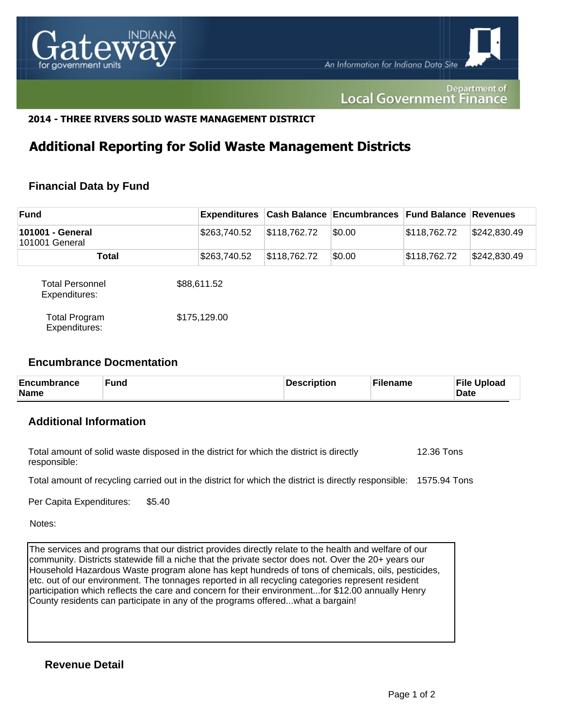**2014 - THREE RIVERS SOLID WASTE MANAGEMENT DISTRICT**

# Additional Reporting for Solid Waste Management Districts

## Financial Data by Fund

| Fund | Expenditures | Cash Balance | Encumbrances | Fund Balance | Revenues |
|---|---|---|---|---|---|
| **101001 - General** 101001 General | $263,740.52 | $118,762.72 | $0.00 | $118,762.72 | $242,830.49 |
| **Total** | $263,740.52 | $118,762.72 | $0.00 | $118,762.72 | $242,830.49 |

Total Personnel Expenditures: $88,611.52

Total Program Expenditures: $175,129.00

## Encumbrance Docmentation

| Encumbrance Name | Fund | Description | Filename | File Upload Date |
|---|---|---|---|---|

## Additional Information

Total amount of solid waste disposed in the district for which the district is directly responsible: 12.36 Tons

Total amount of recycling carried out in the district for which the district is directly responsible: 1575.94 Tons

Per Capita Expenditures: $5.40

Notes:

The services and programs that our district provides directly relate to the health and welfare of our community. Districts statewide fill a niche that the private sector does not. Over the 20+ years our Household Hazardous Waste program alone has kept hundreds of tons of chemicals, oils, pesticides, etc. out of our environment. The tonnages reported in all recycling categories represent resident participation which reflects the care and concern for their environment...for $12.00 annually Henry County residents can participate in any of the programs offered...what a bargain!

## Revenue Detail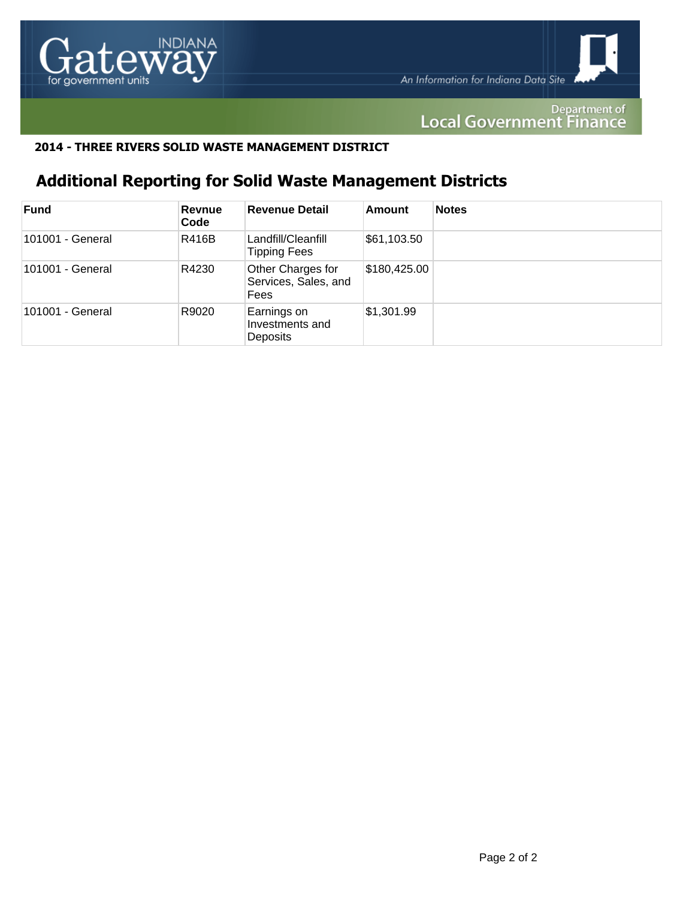**2014 - THREE RIVERS SOLID WASTE MANAGEMENT DISTRICT**

## Additional Reporting for Solid Waste Management Districts

| Fund | Revnue Code | Revenue Detail | Amount | Notes |
|---|---|---|---|---|
| 101001 - General | R416B | Landfill/Cleanfill Tipping Fees | $61,103.50 | |
| 101001 - General | R4230 | Other Charges for Services, Sales, and Fees | $180,425.00 | |
| 101001 - General | R9020 | Earnings on Investments and Deposits | $1,301.99 | |